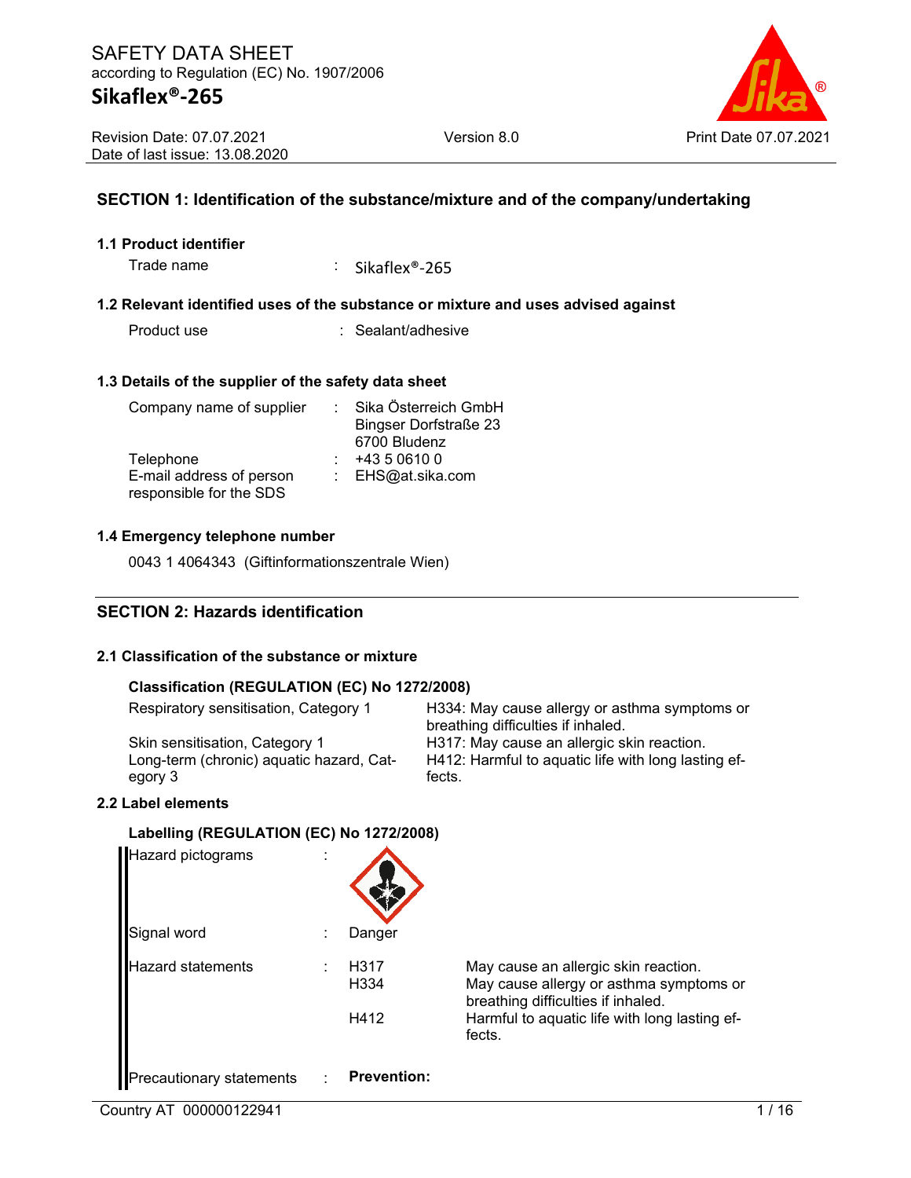# SAFETY DATA SHEET

according to Regulation (EC) No. 1907/2006

## Sikaflex®-265

Revision Date: 07.07.2021 | Version 8.0 | Print Date 07.07.2021
Date of last issue: 13.08.2020

## SECTION 1: Identification of the substance/mixture and of the company/undertaking

### 1.1 Product identifier

Trade name : Sikaflex®-265

### 1.2 Relevant identified uses of the substance or mixture and uses advised against

Product use : Sealant/adhesive

### 1.3 Details of the supplier of the safety data sheet

| | | |
|---|---|---|
| Company name of supplier | : | Sika Österreich GmbH<br>Bingser Dorfstraße 23<br>6700 Bludenz |
| Telephone | : | +43 5 0610 0 |
| E-mail address of person responsible for the SDS | : | EHS@at.sika.com |

### 1.4 Emergency telephone number

0043 1 4064343 (Giftinformationszentrale Wien)

## SECTION 2: Hazards identification

### 2.1 Classification of the substance or mixture

**Classification (REGULATION (EC) No 1272/2008)**

| | |
|---|---|
| Respiratory sensitisation, Category 1 | H334: May cause allergy or asthma symptoms or breathing difficulties if inhaled. |
| Skin sensitisation, Category 1 | H317: May cause an allergic skin reaction. |
| Long-term (chronic) aquatic hazard, Category 3 | H412: Harmful to aquatic life with long lasting effects. |

### 2.2 Label elements

**Labelling (REGULATION (EC) No 1272/2008)**

Hazard pictograms :

Signal word : Danger

| | | | |
|---|---|---|---|
| Hazard statements | : | H317 | May cause an allergic skin reaction. |
| | | H334 | May cause allergy or asthma symptoms or breathing difficulties if inhaled. |
| | | H412 | Harmful to aquatic life with long lasting effects. |

Precautionary statements : **Prevention:**

Country AT 000000122941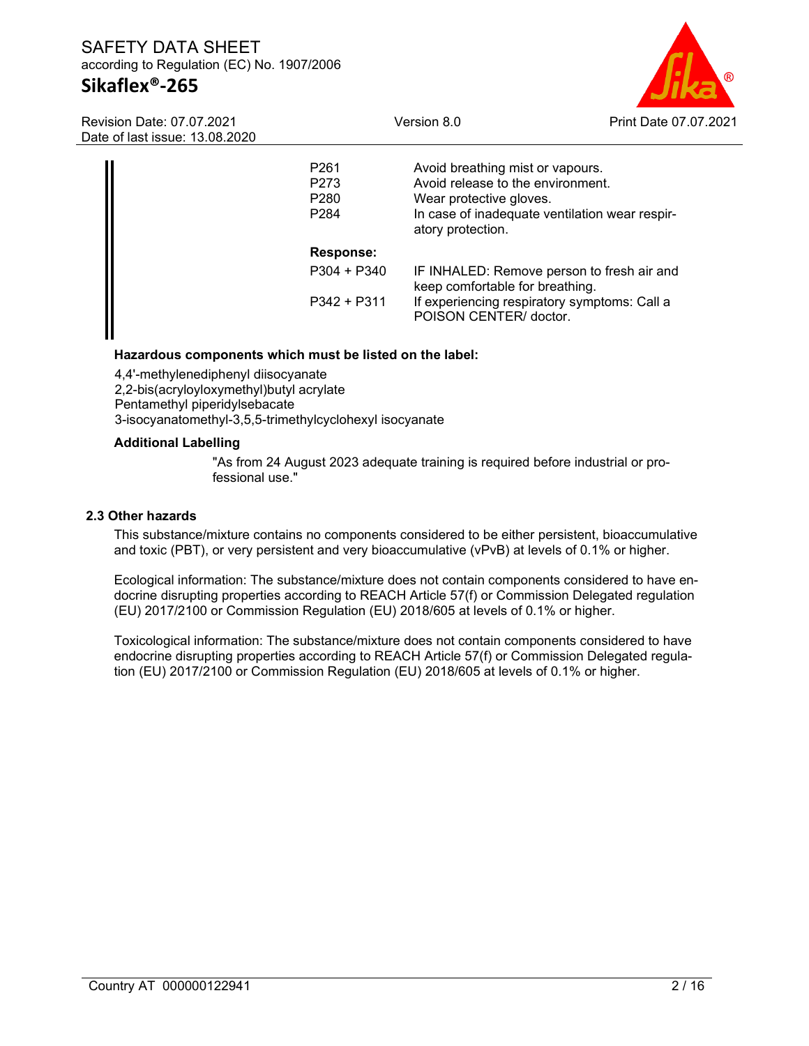| | |
|---|---|
| P261 | Avoid breathing mist or vapours. |
| P273 | Avoid release to the environment. |
| P280 | Wear protective gloves. |
| P284 | In case of inadequate ventilation wear respiratory protection. |

**Response:**

| | |
|---|---|
| P304 + P340 | IF INHALED: Remove person to fresh air and keep comfortable for breathing. |
| P342 + P311 | If experiencing respiratory symptoms: Call a POISON CENTER/ doctor. |

**Hazardous components which must be listed on the label:**

4,4'-methylenediphenyl diisocyanate
2,2-bis(acryloyloxymethyl)butyl acrylate
Pentamethyl piperidylsebacate
3-isocyanatomethyl-3,5,5-trimethylcyclohexyl isocyanate

**Additional Labelling**

"As from 24 August 2023 adequate training is required before industrial or professional use."

### 2.3 Other hazards

This substance/mixture contains no components considered to be either persistent, bioaccumulative and toxic (PBT), or very persistent and very bioaccumulative (vPvB) at levels of 0.1% or higher.

Ecological information: The substance/mixture does not contain components considered to have endocrine disrupting properties according to REACH Article 57(f) or Commission Delegated regulation (EU) 2017/2100 or Commission Regulation (EU) 2018/605 at levels of 0.1% or higher.

Toxicological information: The substance/mixture does not contain components considered to have endocrine disrupting properties according to REACH Article 57(f) or Commission Delegated regulation (EU) 2017/2100 or Commission Regulation (EU) 2018/605 at levels of 0.1% or higher.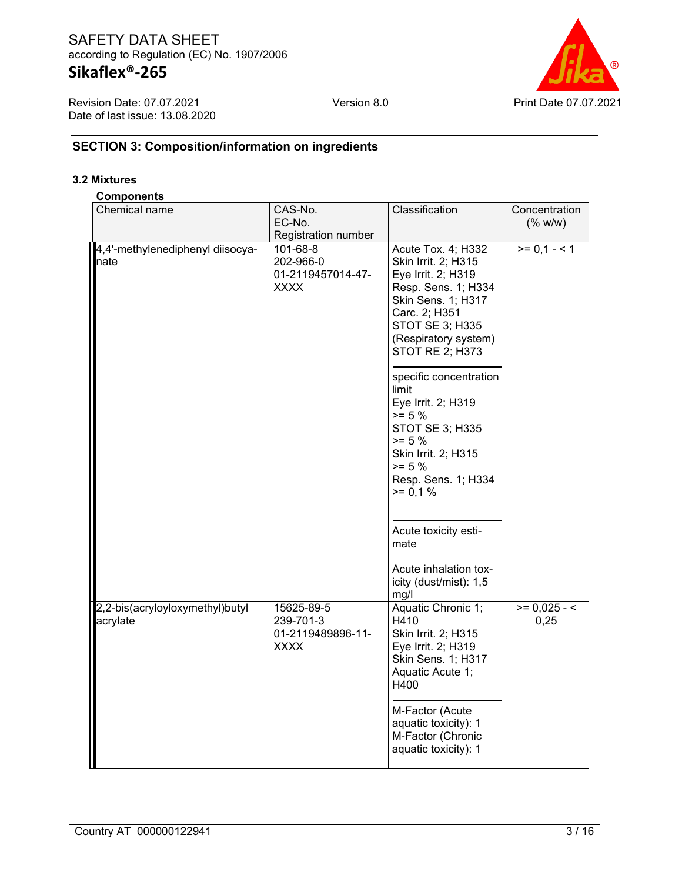## SECTION 3: Composition/information on ingredients

### 3.2 Mixtures

**Components**

| Chemical name | CAS-No.<br>EC-No.<br>Registration number | Classification | Concentration (% w/w) |
|---|---|---|---|
| 4,4'-methylenediphenyl diisocyanate | 101-68-8<br>202-966-0<br>01-2119457014-47-XXXX | Acute Tox. 4; H332<br>Skin Irrit. 2; H315<br>Eye Irrit. 2; H319<br>Resp. Sens. 1; H334<br>Skin Sens. 1; H317<br>Carc. 2; H351<br>STOT SE 3; H335 (Respiratory system)<br>STOT RE 2; H373<br><br>specific concentration limit<br>Eye Irrit. 2; H319 >= 5 %<br>STOT SE 3; H335 >= 5 %<br>Skin Irrit. 2; H315 >= 5 %<br>Resp. Sens. 1; H334 >= 0,1 %<br><br>Acute toxicity estimate<br><br>Acute inhalation toxicity (dust/mist): 1,5 mg/l | >= 0,1 - < 1 |
| 2,2-bis(acryloyloxymethyl)butyl acrylate | 15625-89-5<br>239-701-3<br>01-2119489896-11-XXXX | Aquatic Chronic 1; H410<br>Skin Irrit. 2; H315<br>Eye Irrit. 2; H319<br>Skin Sens. 1; H317<br>Aquatic Acute 1; H400<br><br>M-Factor (Acute aquatic toxicity): 1<br>M-Factor (Chronic aquatic toxicity): 1 | >= 0,025 - < 0,25 |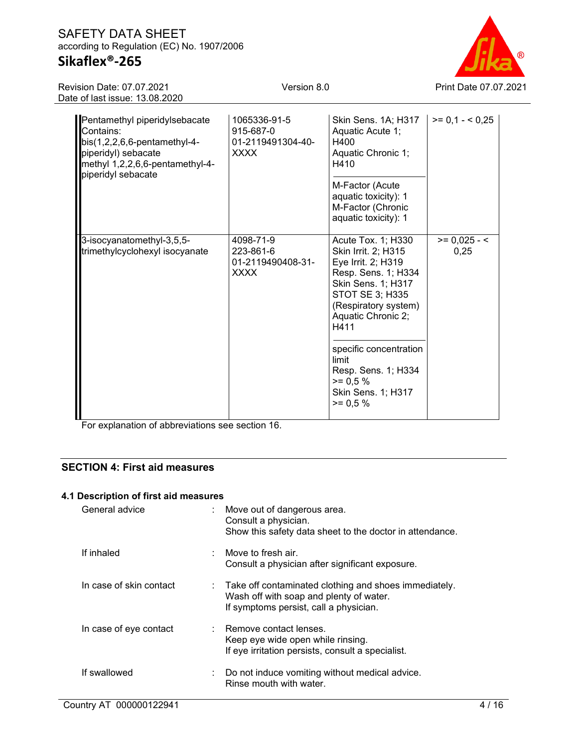| | | | |
|---|---|---|---|
| Pentamethyl piperidylsebacate<br>Contains:<br>bis(1,2,2,6,6-pentamethyl-4-piperidyl) sebacate<br>methyl 1,2,2,6,6-pentamethyl-4-piperidyl sebacate | 1065336-91-5<br>915-687-0<br>01-2119491304-40-XXXX | Skin Sens. 1A; H317<br>Aquatic Acute 1; H400<br>Aquatic Chronic 1; H410<br><br>M-Factor (Acute aquatic toxicity): 1<br>M-Factor (Chronic aquatic toxicity): 1 | >= 0,1 - < 0,25 |
| 3-isocyanatomethyl-3,5,5-trimethylcyclohexyl isocyanate | 4098-71-9<br>223-861-6<br>01-2119490408-31-XXXX | Acute Tox. 1; H330<br>Skin Irrit. 2; H315<br>Eye Irrit. 2; H319<br>Resp. Sens. 1; H334<br>Skin Sens. 1; H317<br>STOT SE 3; H335 (Respiratory system)<br>Aquatic Chronic 2; H411<br><br>specific concentration limit<br>Resp. Sens. 1; H334 >= 0,5 %<br>Skin Sens. 1; H317 >= 0,5 % | >= 0,025 - < 0,25 |

For explanation of abbreviations see section 16.

## SECTION 4: First aid measures

### 4.1 Description of first aid measures

General advice : Move out of dangerous area.
Consult a physician.
Show this safety data sheet to the doctor in attendance.

If inhaled : Move to fresh air.
Consult a physician after significant exposure.

In case of skin contact : Take off contaminated clothing and shoes immediately.
Wash off with soap and plenty of water.
If symptoms persist, call a physician.

In case of eye contact : Remove contact lenses.
Keep eye wide open while rinsing.
If eye irritation persists, consult a specialist.

If swallowed : Do not induce vomiting without medical advice.
Rinse mouth with water.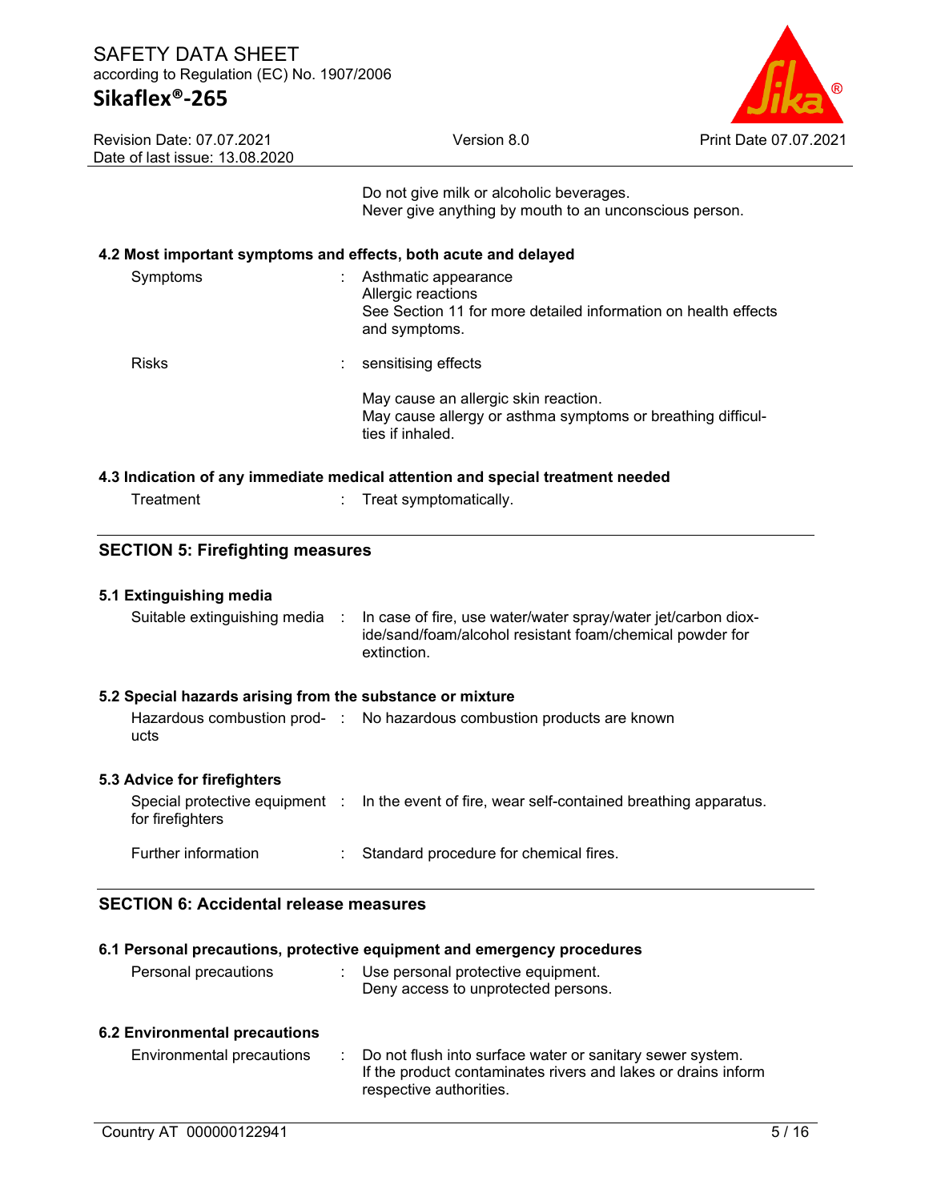Do not give milk or alcoholic beverages.
Never give anything by mouth to an unconscious person.

**4.2 Most important symptoms and effects, both acute and delayed**

| | | |
|---|---|---|
| Symptoms | : | Asthmatic appearance<br>Allergic reactions<br>See Section 11 for more detailed information on health effects and symptoms. |
| Risks | : | sensitising effects<br><br>May cause an allergic skin reaction.<br>May cause allergy or asthma symptoms or breathing difficulties if inhaled. |

**4.3 Indication of any immediate medical attention and special treatment needed**

| | | |
|---|---|---|
| Treatment | : | Treat symptomatically. |

## SECTION 5: Firefighting measures

**5.1 Extinguishing media**

| | | |
|---|---|---|
| Suitable extinguishing media | : | In case of fire, use water/water spray/water jet/carbon dioxide/sand/foam/alcohol resistant foam/chemical powder for extinction. |

**5.2 Special hazards arising from the substance or mixture**

| | | |
|---|---|---|
| Hazardous combustion products | : | No hazardous combustion products are known |

**5.3 Advice for firefighters**

| | | |
|---|---|---|
| Special protective equipment for firefighters | : | In the event of fire, wear self-contained breathing apparatus. |
| Further information | : | Standard procedure for chemical fires. |

## SECTION 6: Accidental release measures

**6.1 Personal precautions, protective equipment and emergency procedures**

| | | |
|---|---|---|
| Personal precautions | : | Use personal protective equipment.<br>Deny access to unprotected persons. |

**6.2 Environmental precautions**

| | | |
|---|---|---|
| Environmental precautions | : | Do not flush into surface water or sanitary sewer system.<br>If the product contaminates rivers and lakes or drains inform respective authorities. |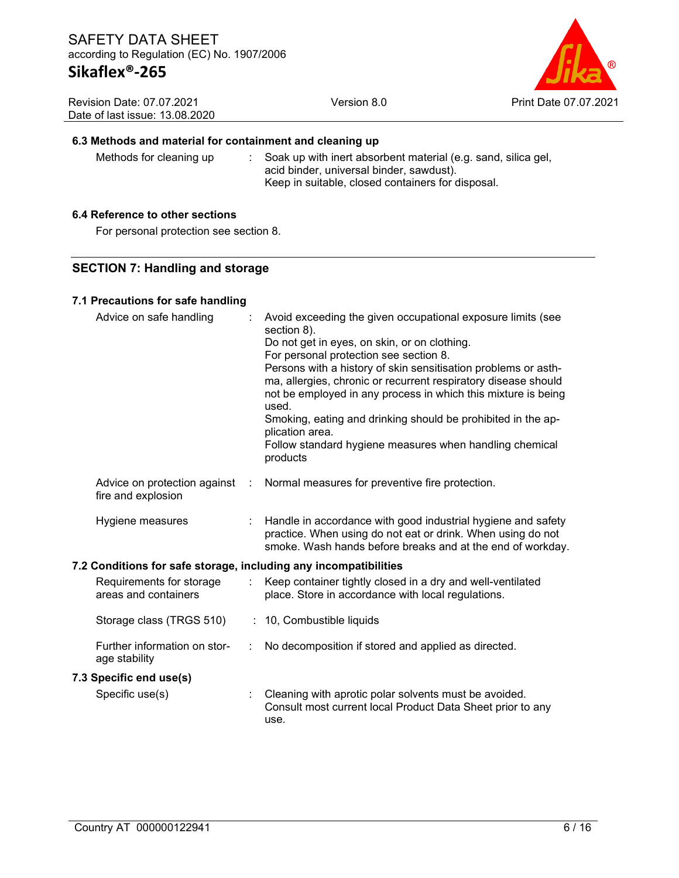### 6.3 Methods and material for containment and cleaning up

| | |
|---|---|
| Methods for cleaning up | : Soak up with inert absorbent material (e.g. sand, silica gel, acid binder, universal binder, sawdust). Keep in suitable, closed containers for disposal. |

### 6.4 Reference to other sections

For personal protection see section 8.

## SECTION 7: Handling and storage

### 7.1 Precautions for safe handling

| | |
|---|---|
| Advice on safe handling | : Avoid exceeding the given occupational exposure limits (see section 8). Do not get in eyes, on skin, or on clothing. For personal protection see section 8. Persons with a history of skin sensitisation problems or asthma, allergies, chronic or recurrent respiratory disease should not be employed in any process in which this mixture is being used. Smoking, eating and drinking should be prohibited in the application area. Follow standard hygiene measures when handling chemical products |
| Advice on protection against fire and explosion | : Normal measures for preventive fire protection. |
| Hygiene measures | : Handle in accordance with good industrial hygiene and safety practice. When using do not eat or drink. When using do not smoke. Wash hands before breaks and at the end of workday. |

### 7.2 Conditions for safe storage, including any incompatibilities

| | |
|---|---|
| Requirements for storage areas and containers | : Keep container tightly closed in a dry and well-ventilated place. Store in accordance with local regulations. |
| Storage class (TRGS 510) | : 10, Combustible liquids |
| Further information on storage stability | : No decomposition if stored and applied as directed. |

### 7.3 Specific end use(s)

| | |
|---|---|
| Specific use(s) | : Cleaning with aprotic polar solvents must be avoided. Consult most current local Product Data Sheet prior to any use. |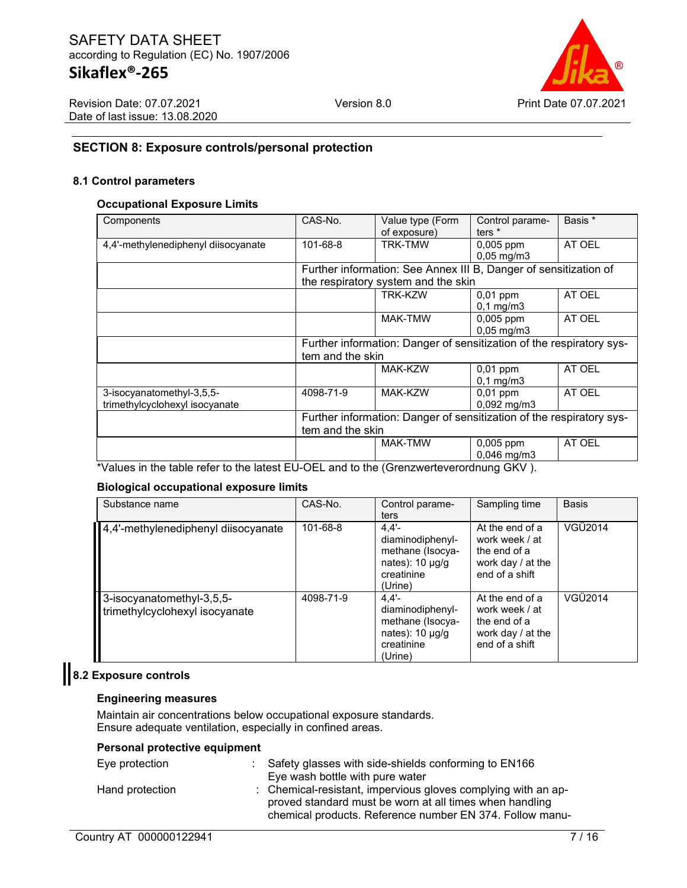## SECTION 8: Exposure controls/personal protection

### 8.1 Control parameters

**Occupational Exposure Limits**

| Components | CAS-No. | Value type (Form of exposure) | Control parameters * | Basis * |
|---|---|---|---|---|
| 4,4'-methylenediphenyl diisocyanate | 101-68-8 | TRK-TMW | 0,005 ppm<br>0,05 mg/m3 | AT OEL |
| | Further information: See Annex III B, Danger of sensitization of the respiratory system and the skin | | | |
| | | TRK-KZW | 0,01 ppm<br>0,1 mg/m3 | AT OEL |
| | | MAK-TMW | 0,005 ppm<br>0,05 mg/m3 | AT OEL |
| | Further information: Danger of sensitization of the respiratory system and the skin | | | |
| | | MAK-KZW | 0,01 ppm<br>0,1 mg/m3 | AT OEL |
| 3-isocyanatomethyl-3,5,5-trimethylcyclohexyl isocyanate | 4098-71-9 | MAK-KZW | 0,01 ppm<br>0,092 mg/m3 | AT OEL |
| | Further information: Danger of sensitization of the respiratory system and the skin | | | |
| | | MAK-TMW | 0,005 ppm<br>0,046 mg/m3 | AT OEL |

*Values in the table refer to the latest EU-OEL and to the (Grenzwerteverordnung GKV ).

**Biological occupational exposure limits**

| Substance name | CAS-No. | Control parameters | Sampling time | Basis |
|---|---|---|---|---|
| 4,4'-methylenediphenyl diisocyanate | 101-68-8 | 4,4'-diaminodiphenylmethane (Isocyanates): 10 µg/g creatinine (Urine) | At the end of a work week / at the end of a work day / at the end of a shift | VGÜ2014 |
| 3-isocyanatomethyl-3,5,5-trimethylcyclohexyl isocyanate | 4098-71-9 | 4,4'-diaminodiphenylmethane (Isocyanates): 10 µg/g creatinine (Urine) | At the end of a work week / at the end of a work day / at the end of a shift | VGÜ2014 |

### 8.2 Exposure controls

**Engineering measures**

Maintain air concentrations below occupational exposure standards.
Ensure adequate ventilation, especially in confined areas.

**Personal protective equipment**

Eye protection : Safety glasses with side-shields conforming to EN166
Eye wash bottle with pure water

Hand protection : Chemical-resistant, impervious gloves complying with an approved standard must be worn at all times when handling chemical products. Reference number EN 374. Follow manu-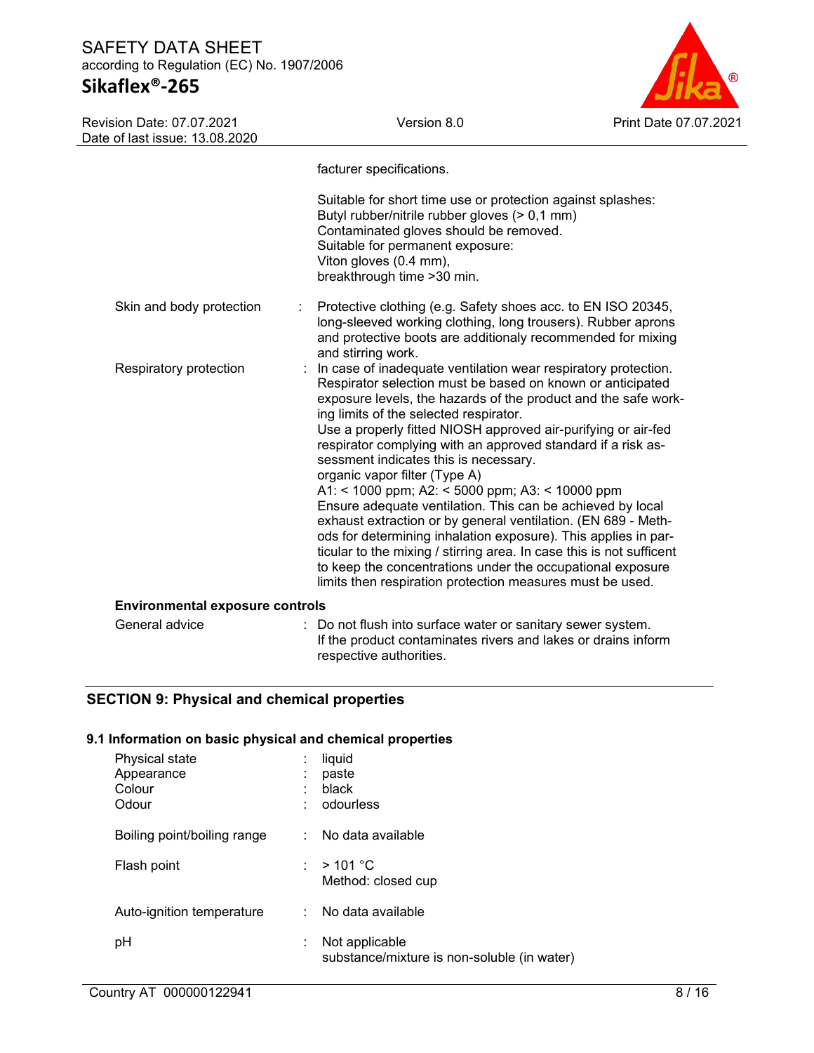facturer specifications.

Suitable for short time use or protection against splashes:
Butyl rubber/nitrile rubber gloves (> 0,1 mm)
Contaminated gloves should be removed.
Suitable for permanent exposure:
Viton gloves (0.4 mm),
breakthrough time >30 min.

| | | |
|---|---|---|
| Skin and body protection | : | Protective clothing (e.g. Safety shoes acc. to EN ISO 20345, long-sleeved working clothing, long trousers). Rubber aprons and protective boots are additionaly recommended for mixing and stirring work. |
| Respiratory protection | : | In case of inadequate ventilation wear respiratory protection. Respirator selection must be based on known or anticipated exposure levels, the hazards of the product and the safe working limits of the selected respirator. Use a properly fitted NIOSH approved air-purifying or air-fed respirator complying with an approved standard if a risk assessment indicates this is necessary. organic vapor filter (Type A) A1: < 1000 ppm; A2: < 5000 ppm; A3: < 10000 ppm Ensure adequate ventilation. This can be achieved by local exhaust extraction or by general ventilation. (EN 689 - Methods for determining inhalation exposure). This applies in particular to the mixing / stirring area. In case this is not sufficent to keep the concentrations under the occupational exposure limits then respiration protection measures must be used. |

**Environmental exposure controls**

| | | |
|---|---|---|
| General advice | : | Do not flush into surface water or sanitary sewer system. If the product contaminates rivers and lakes or drains inform respective authorities. |

## SECTION 9: Physical and chemical properties

### 9.1 Information on basic physical and chemical properties

| | | |
|---|---|---|
| Physical state | : | liquid |
| Appearance | : | paste |
| Colour | : | black |
| Odour | : | odourless |
| Boiling point/boiling range | : | No data available |
| Flash point | : | > 101 °C<br>Method: closed cup |
| Auto-ignition temperature | : | No data available |
| pH | : | Not applicable<br>substance/mixture is non-soluble (in water) |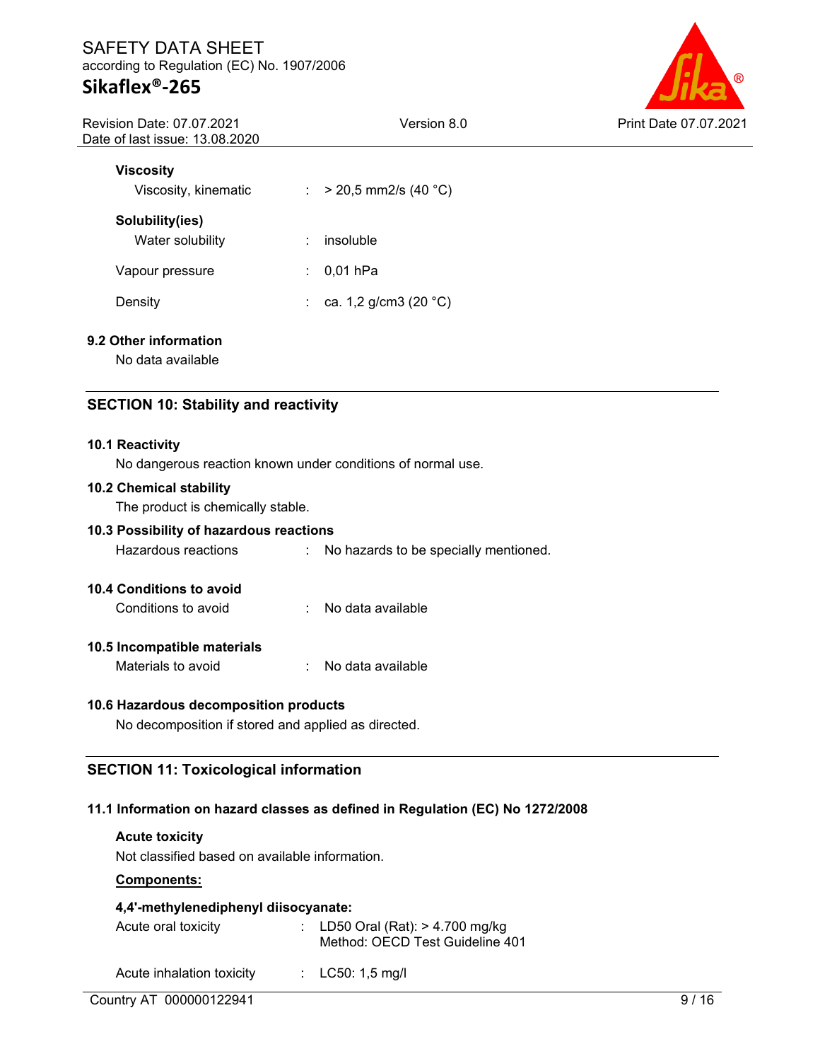**Viscosity**

Viscosity, kinematic : > 20,5 mm2/s (40 °C)

**Solubility(ies)**

Water solubility : insoluble

Vapour pressure : 0,01 hPa

Density : ca. 1,2 g/cm3 (20 °C)

### 9.2 Other information

No data available

## SECTION 10: Stability and reactivity

### 10.1 Reactivity

No dangerous reaction known under conditions of normal use.

### 10.2 Chemical stability

The product is chemically stable.

### 10.3 Possibility of hazardous reactions

Hazardous reactions : No hazards to be specially mentioned.

### 10.4 Conditions to avoid

Conditions to avoid : No data available

### 10.5 Incompatible materials

Materials to avoid : No data available

### 10.6 Hazardous decomposition products

No decomposition if stored and applied as directed.

## SECTION 11: Toxicological information

### 11.1 Information on hazard classes as defined in Regulation (EC) No 1272/2008

**Acute toxicity**

Not classified based on available information.

**Components:**

**4,4'-methylenediphenyl diisocyanate:**

Acute oral toxicity : LD50 Oral (Rat): > 4.700 mg/kg
Method: OECD Test Guideline 401

Acute inhalation toxicity : LC50: 1,5 mg/l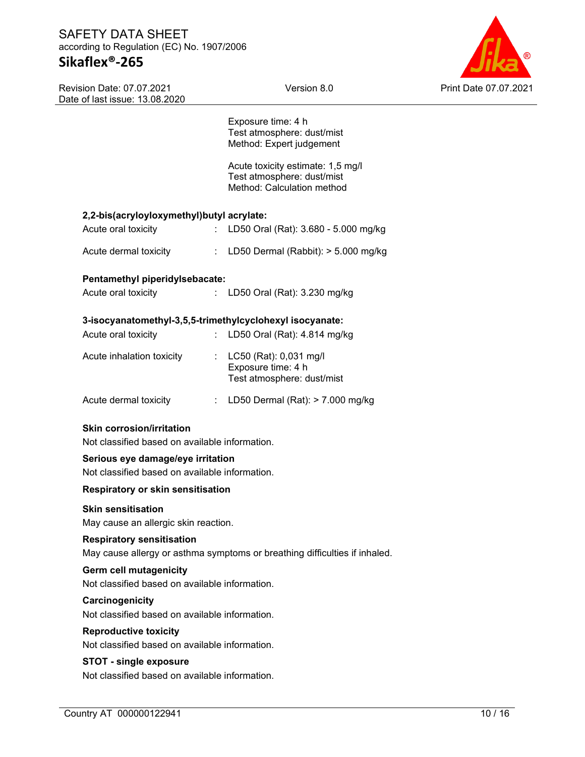Exposure time: 4 h
Test atmosphere: dust/mist
Method: Expert judgement

Acute toxicity estimate: 1,5 mg/l
Test atmosphere: dust/mist
Method: Calculation method

**2,2-bis(acryloyloxymethyl)butyl acrylate:**

| | | |
|---|---|---|
| Acute oral toxicity | : | LD50 Oral (Rat): 3.680 - 5.000 mg/kg |
| Acute dermal toxicity | : | LD50 Dermal (Rabbit): > 5.000 mg/kg |

**Pentamethyl piperidylsebacate:**

| | | |
|---|---|---|
| Acute oral toxicity | : | LD50 Oral (Rat): 3.230 mg/kg |

**3-isocyanatomethyl-3,5,5-trimethylcyclohexyl isocyanate:**

| | | |
|---|---|---|
| Acute oral toxicity | : | LD50 Oral (Rat): 4.814 mg/kg |
| Acute inhalation toxicity | : | LC50 (Rat): 0,031 mg/l<br>Exposure time: 4 h<br>Test atmosphere: dust/mist |
| Acute dermal toxicity | : | LD50 Dermal (Rat): > 7.000 mg/kg |

**Skin corrosion/irritation**

Not classified based on available information.

**Serious eye damage/eye irritation**

Not classified based on available information.

**Respiratory or skin sensitisation**

**Skin sensitisation**

May cause an allergic skin reaction.

**Respiratory sensitisation**

May cause allergy or asthma symptoms or breathing difficulties if inhaled.

**Germ cell mutagenicity**

Not classified based on available information.

**Carcinogenicity**

Not classified based on available information.

**Reproductive toxicity**

Not classified based on available information.

**STOT - single exposure**

Not classified based on available information.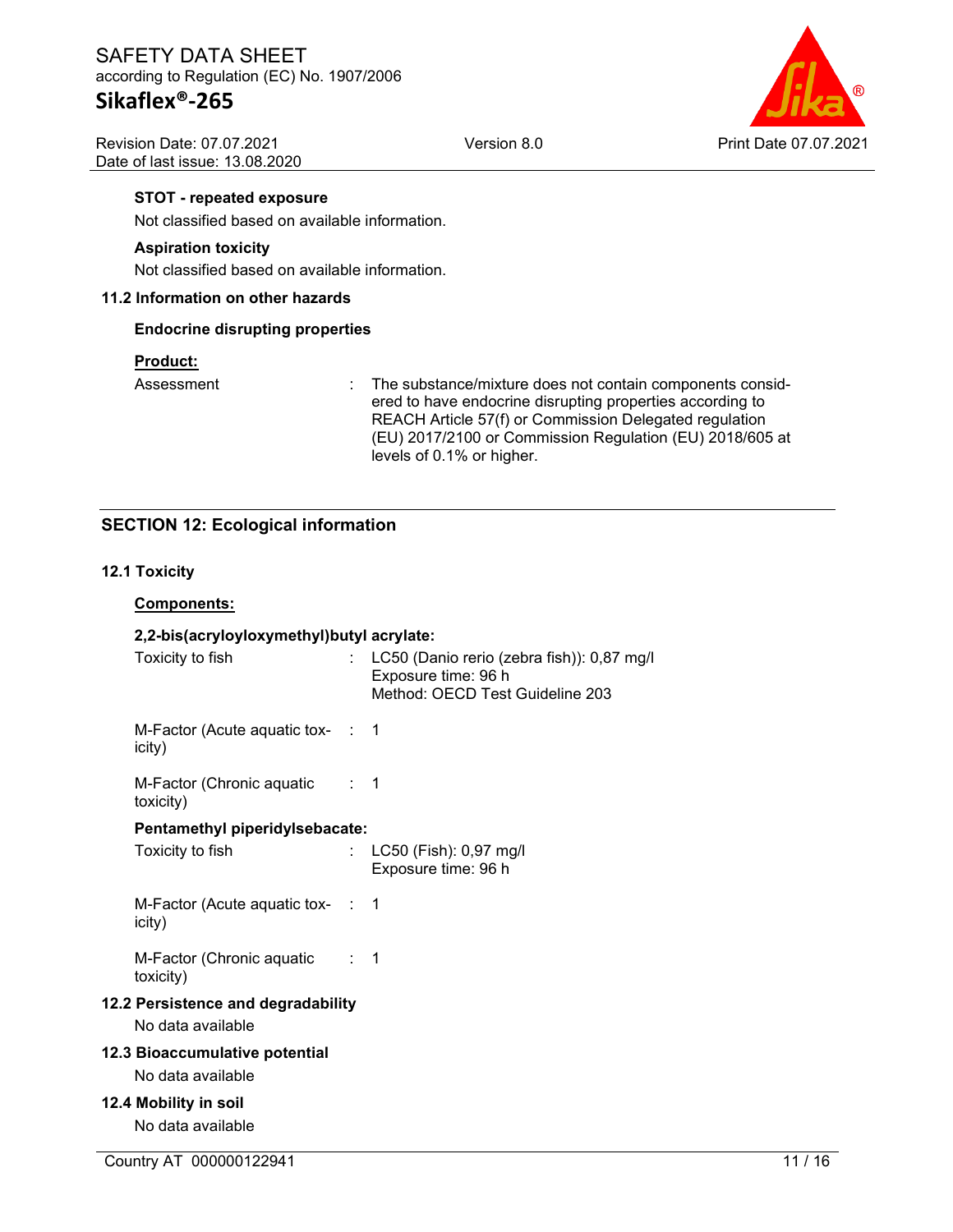**STOT - repeated exposure**

Not classified based on available information.

**Aspiration toxicity**

Not classified based on available information.

**11.2 Information on other hazards**

**Endocrine disrupting properties**

**Product:**

| | | |
|---|---|---|
| Assessment | : | The substance/mixture does not contain components considered to have endocrine disrupting properties according to REACH Article 57(f) or Commission Delegated regulation (EU) 2017/2100 or Commission Regulation (EU) 2018/605 at levels of 0.1% or higher. |

## SECTION 12: Ecological information

**12.1 Toxicity**

**Components:**

**2,2-bis(acryloyloxymethyl)butyl acrylate:**

| | | |
|---|---|---|
| Toxicity to fish | : | LC50 (Danio rerio (zebra fish)): 0,87 mg/l<br>Exposure time: 96 h<br>Method: OECD Test Guideline 203 |
| M-Factor (Acute aquatic toxicity) | : | 1 |
| M-Factor (Chronic aquatic toxicity) | : | 1 |

**Pentamethyl piperidylsebacate:**

| | | |
|---|---|---|
| Toxicity to fish | : | LC50 (Fish): 0,97 mg/l<br>Exposure time: 96 h |
| M-Factor (Acute aquatic toxicity) | : | 1 |
| M-Factor (Chronic aquatic toxicity) | : | 1 |

**12.2 Persistence and degradability**

No data available

**12.3 Bioaccumulative potential**

No data available

**12.4 Mobility in soil**

No data available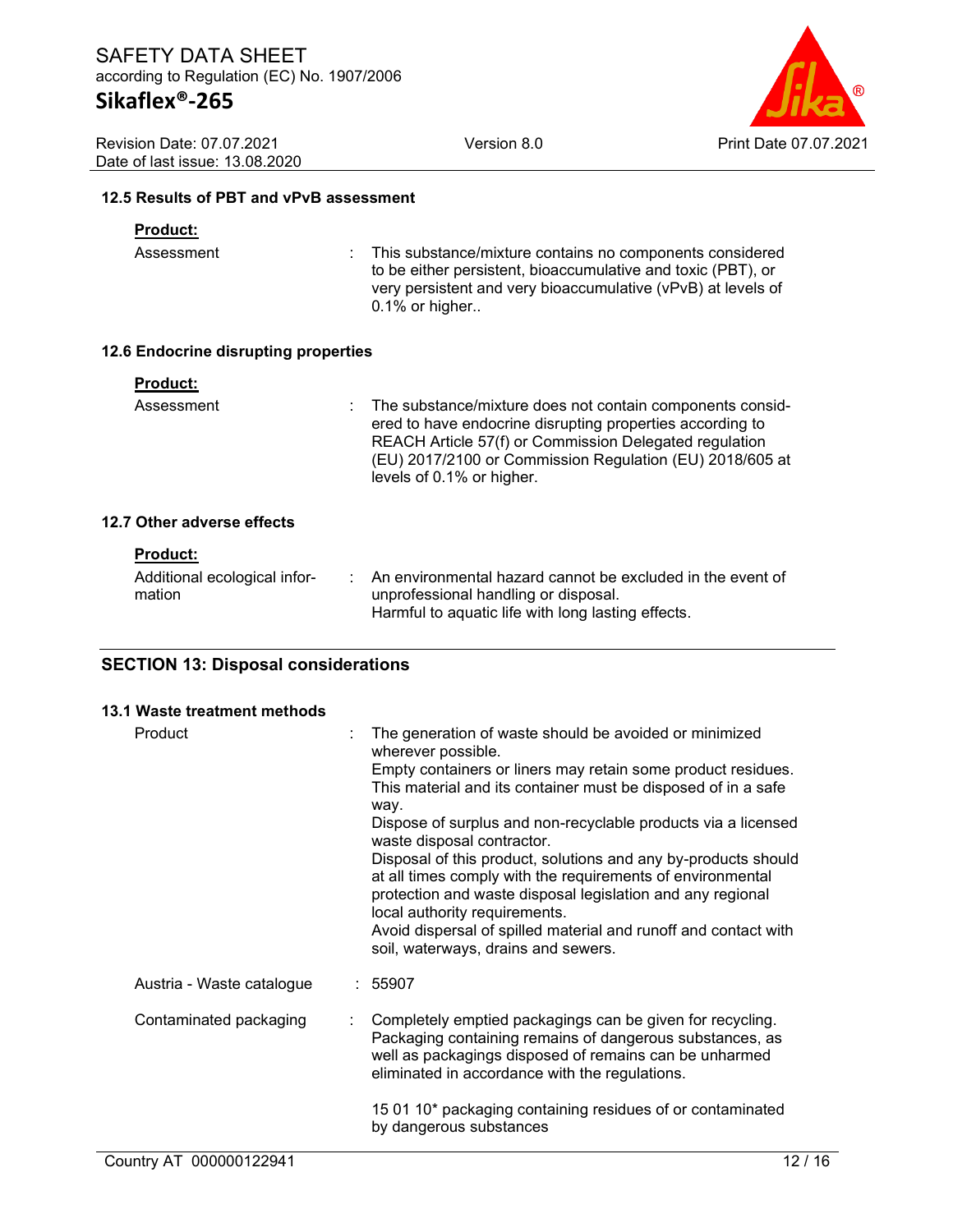### 12.5 Results of PBT and vPvB assessment

**Product:**

| | |
|---|---|
| Assessment | : This substance/mixture contains no components considered to be either persistent, bioaccumulative and toxic (PBT), or very persistent and very bioaccumulative (vPvB) at levels of 0.1% or higher.. |

### 12.6 Endocrine disrupting properties

**Product:**

| | |
|---|---|
| Assessment | : The substance/mixture does not contain components considered to have endocrine disrupting properties according to REACH Article 57(f) or Commission Delegated regulation (EU) 2017/2100 or Commission Regulation (EU) 2018/605 at levels of 0.1% or higher. |

### 12.7 Other adverse effects

**Product:**

| | |
|---|---|
| Additional ecological information | : An environmental hazard cannot be excluded in the event of unprofessional handling or disposal.<br>Harmful to aquatic life with long lasting effects. |

## SECTION 13: Disposal considerations

### 13.1 Waste treatment methods

| | |
|---|---|
| Product | : The generation of waste should be avoided or minimized wherever possible.<br>Empty containers or liners may retain some product residues. This material and its container must be disposed of in a safe way.<br>Dispose of surplus and non-recyclable products via a licensed waste disposal contractor.<br>Disposal of this product, solutions and any by-products should at all times comply with the requirements of environmental protection and waste disposal legislation and any regional local authority requirements.<br>Avoid dispersal of spilled material and runoff and contact with soil, waterways, drains and sewers. |
| Austria - Waste catalogue | : 55907 |
| Contaminated packaging | : Completely emptied packagings can be given for recycling. Packaging containing remains of dangerous substances, as well as packagings disposed of remains can be unharmed eliminated in accordance with the regulations.<br><br>15 01 10* packaging containing residues of or contaminated by dangerous substances |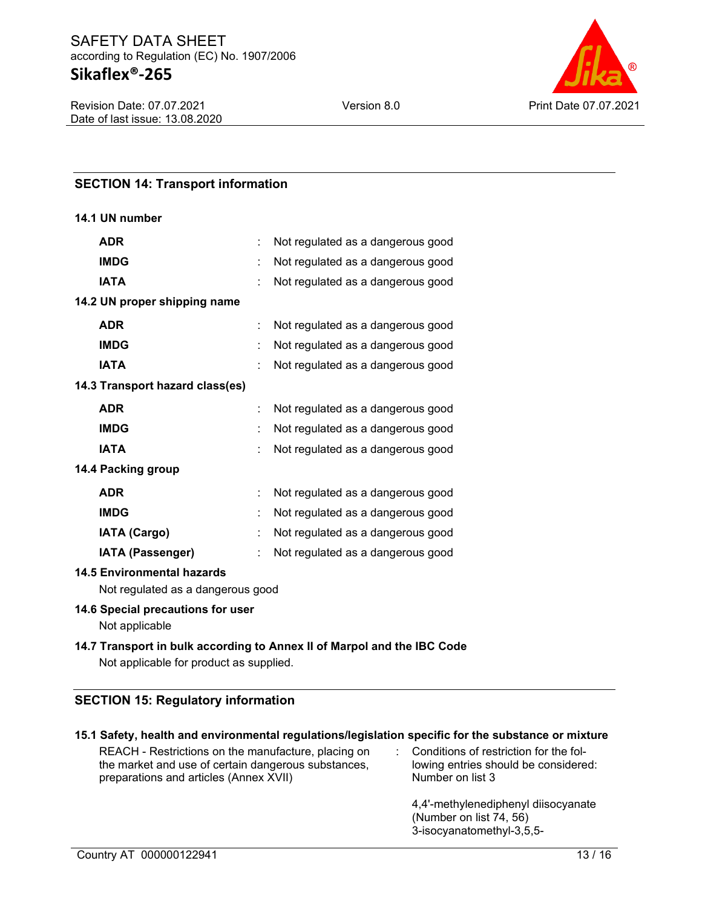## SECTION 14: Transport information

### 14.1 UN number

| | | |
|---|---|---|
| **ADR** | : | Not regulated as a dangerous good |
| **IMDG** | : | Not regulated as a dangerous good |
| **IATA** | : | Not regulated as a dangerous good |

### 14.2 UN proper shipping name

| | | |
|---|---|---|
| **ADR** | : | Not regulated as a dangerous good |
| **IMDG** | : | Not regulated as a dangerous good |
| **IATA** | : | Not regulated as a dangerous good |

### 14.3 Transport hazard class(es)

| | | |
|---|---|---|
| **ADR** | : | Not regulated as a dangerous good |
| **IMDG** | : | Not regulated as a dangerous good |
| **IATA** | : | Not regulated as a dangerous good |

### 14.4 Packing group

| | | |
|---|---|---|
| **ADR** | : | Not regulated as a dangerous good |
| **IMDG** | : | Not regulated as a dangerous good |
| **IATA (Cargo)** | : | Not regulated as a dangerous good |
| **IATA (Passenger)** | : | Not regulated as a dangerous good |

### 14.5 Environmental hazards

Not regulated as a dangerous good

### 14.6 Special precautions for user

Not applicable

### 14.7 Transport in bulk according to Annex II of Marpol and the IBC Code

Not applicable for product as supplied.

## SECTION 15: Regulatory information

### 15.1 Safety, health and environmental regulations/legislation specific for the substance or mixture

| | | |
|---|---|---|
| REACH - Restrictions on the manufacture, placing on the market and use of certain dangerous substances, preparations and articles (Annex XVII) | : | Conditions of restriction for the following entries should be considered: Number on list 3<br><br>4,4'-methylenediphenyl diisocyanate (Number on list 74, 56)<br>3-isocyanatomethyl-3,5,5- |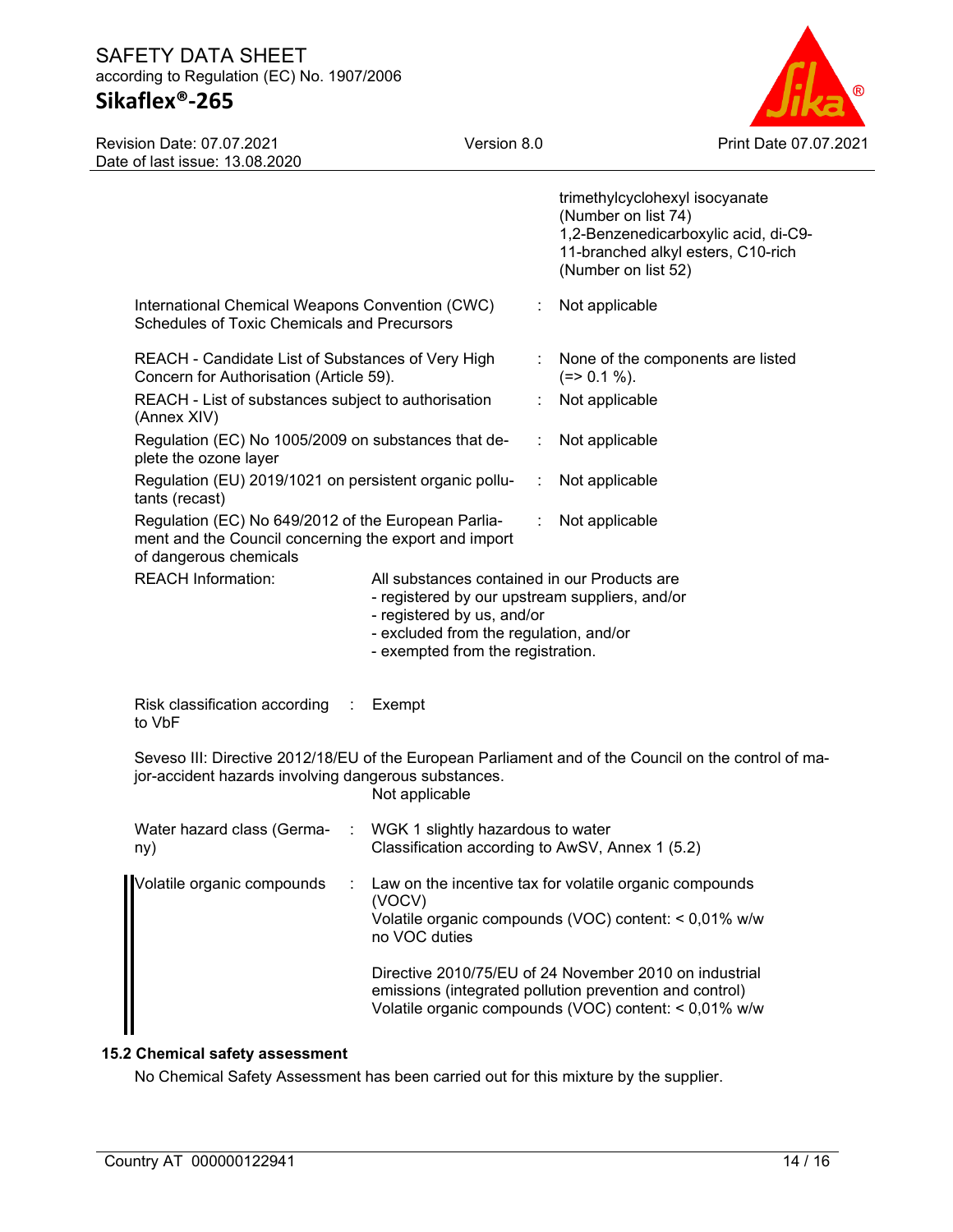|  |  |  |
|---|---|---|
|  |  | trimethylcyclohexyl isocyanate (Number on list 74)<br>1,2-Benzenedicarboxylic acid, di-C9-11-branched alkyl esters, C10-rich (Number on list 52) |
| International Chemical Weapons Convention (CWC) Schedules of Toxic Chemicals and Precursors | : | Not applicable |
| REACH - Candidate List of Substances of Very High Concern for Authorisation (Article 59). | : | None of the components are listed (=> 0.1 %). |
| REACH - List of substances subject to authorisation (Annex XIV) | : | Not applicable |
| Regulation (EC) No 1005/2009 on substances that deplete the ozone layer | : | Not applicable |
| Regulation (EU) 2019/1021 on persistent organic pollutants (recast) | : | Not applicable |
| Regulation (EC) No 649/2012 of the European Parliament and the Council concerning the export and import of dangerous chemicals | : | Not applicable |

REACH Information: All substances contained in our Products are
- registered by our upstream suppliers, and/or
- registered by us, and/or
- excluded from the regulation, and/or
- exempted from the registration.

Risk classification according to VbF : Exempt

Seveso III: Directive 2012/18/EU of the European Parliament and of the Council on the control of major-accident hazards involving dangerous substances.
Not applicable

Water hazard class (Germany) : WGK 1 slightly hazardous to water
Classification according to AwSV, Annex 1 (5.2)

Volatile organic compounds : Law on the incentive tax for volatile organic compounds (VOCV)
Volatile organic compounds (VOC) content: < 0,01% w/w
no VOC duties

Directive 2010/75/EU of 24 November 2010 on industrial emissions (integrated pollution prevention and control)
Volatile organic compounds (VOC) content: < 0,01% w/w

### 15.2 Chemical safety assessment

No Chemical Safety Assessment has been carried out for this mixture by the supplier.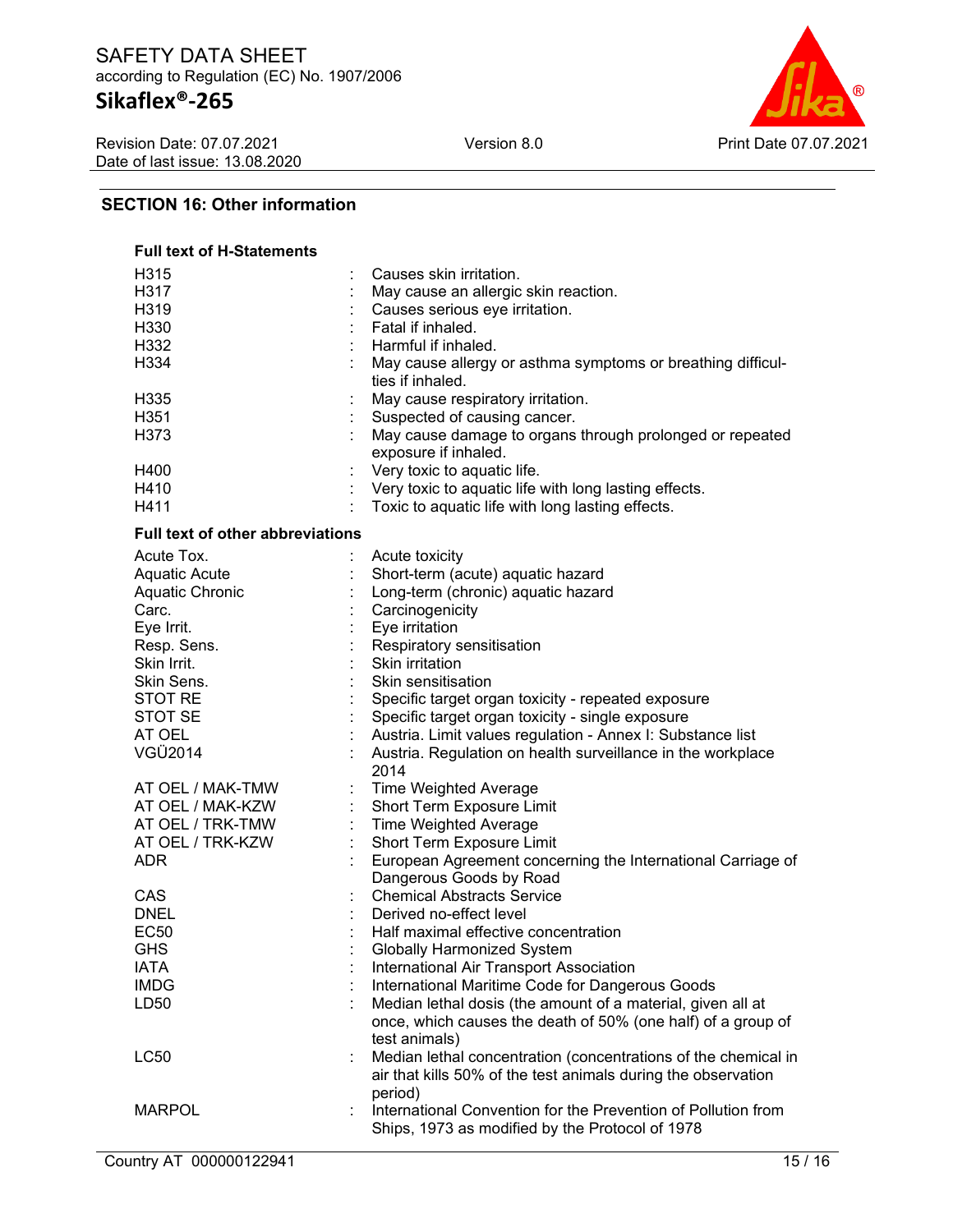## SECTION 16: Other information

**Full text of H-Statements**

| | |
|---|---|
| H315 | : Causes skin irritation. |
| H317 | : May cause an allergic skin reaction. |
| H319 | : Causes serious eye irritation. |
| H330 | : Fatal if inhaled. |
| H332 | : Harmful if inhaled. |
| H334 | : May cause allergy or asthma symptoms or breathing difficulties if inhaled. |
| H335 | : May cause respiratory irritation. |
| H351 | : Suspected of causing cancer. |
| H373 | : May cause damage to organs through prolonged or repeated exposure if inhaled. |
| H400 | : Very toxic to aquatic life. |
| H410 | : Very toxic to aquatic life with long lasting effects. |
| H411 | : Toxic to aquatic life with long lasting effects. |

**Full text of other abbreviations**

| | |
|---|---|
| Acute Tox. | : Acute toxicity |
| Aquatic Acute | : Short-term (acute) aquatic hazard |
| Aquatic Chronic | : Long-term (chronic) aquatic hazard |
| Carc. | : Carcinogenicity |
| Eye Irrit. | : Eye irritation |
| Resp. Sens. | : Respiratory sensitisation |
| Skin Irrit. | : Skin irritation |
| Skin Sens. | : Skin sensitisation |
| STOT RE | : Specific target organ toxicity - repeated exposure |
| STOT SE | : Specific target organ toxicity - single exposure |
| AT OEL | : Austria. Limit values regulation - Annex I: Substance list |
| VGÜ2014 | : Austria. Regulation on health surveillance in the workplace 2014 |
| AT OEL / MAK-TMW | : Time Weighted Average |
| AT OEL / MAK-KZW | : Short Term Exposure Limit |
| AT OEL / TRK-TMW | : Time Weighted Average |
| AT OEL / TRK-KZW | : Short Term Exposure Limit |
| ADR | : European Agreement concerning the International Carriage of Dangerous Goods by Road |
| CAS | : Chemical Abstracts Service |
| DNEL | : Derived no-effect level |
| EC50 | : Half maximal effective concentration |
| GHS | : Globally Harmonized System |
| IATA | : International Air Transport Association |
| IMDG | : International Maritime Code for Dangerous Goods |
| LD50 | : Median lethal dosis (the amount of a material, given all at once, which causes the death of 50% (one half) of a group of test animals) |
| LC50 | : Median lethal concentration (concentrations of the chemical in air that kills 50% of the test animals during the observation period) |
| MARPOL | : International Convention for the Prevention of Pollution from Ships, 1973 as modified by the Protocol of 1978 |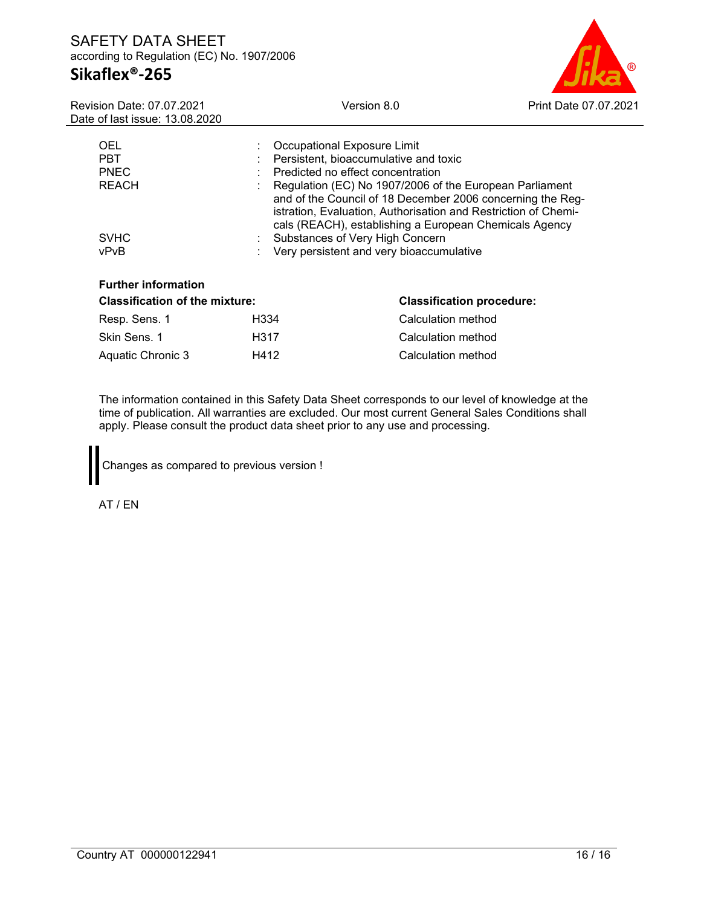| | | |
|---|---|---|
| OEL | : | Occupational Exposure Limit |
| PBT | : | Persistent, bioaccumulative and toxic |
| PNEC | : | Predicted no effect concentration |
| REACH | : | Regulation (EC) No 1907/2006 of the European Parliament and of the Council of 18 December 2006 concerning the Registration, Evaluation, Authorisation and Restriction of Chemicals (REACH), establishing a European Chemicals Agency |
| SVHC | : | Substances of Very High Concern |
| vPvB | : | Very persistent and very bioaccumulative |

**Further information**

| **Classification of the mixture:** | | **Classification procedure:** |
|---|---|---|
| Resp. Sens. 1 | H334 | Calculation method |
| Skin Sens. 1 | H317 | Calculation method |
| Aquatic Chronic 3 | H412 | Calculation method |

The information contained in this Safety Data Sheet corresponds to our level of knowledge at the time of publication. All warranties are excluded. Our most current General Sales Conditions shall apply. Please consult the product data sheet prior to any use and processing.

Changes as compared to previous version !

AT / EN